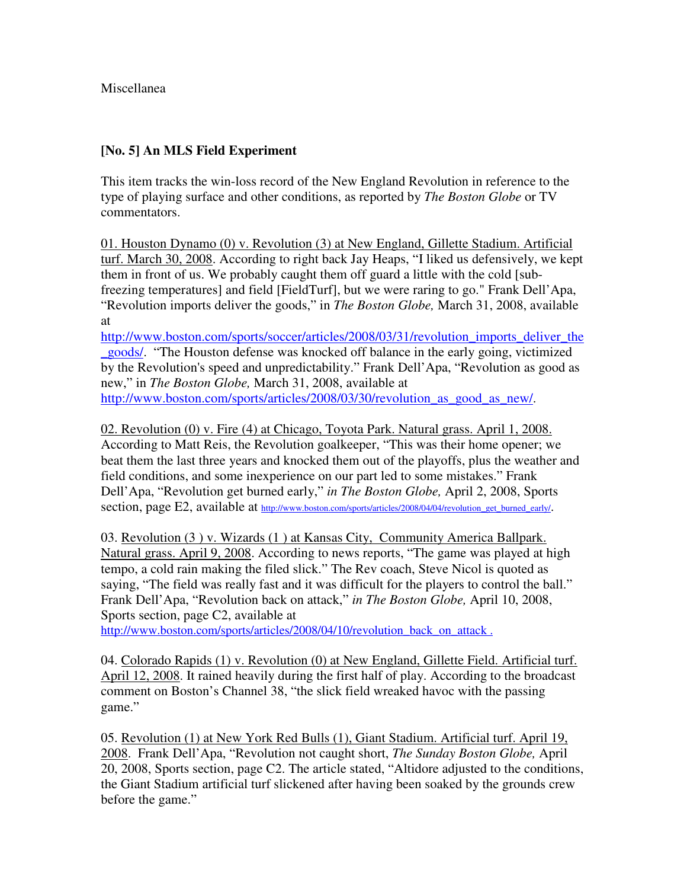Miscellanea

**[No. 5] An MLS Field Experiment**

This item tracks the win-loss record of the New England Revolution in reference to the type of playing surface and other conditions, as reported by *The Boston Globe* or TV commentators.

01. Houston Dynamo (0) v. Revolution (3) at New England, Gillette Stadium. Artificial turf. March 30, 2008. According to right back Jay Heaps, "I liked us defensively, we kept them in front of us. We probably caught them off guard a little with the cold [sub-freezing temperatures] and field [FieldTurf], but we were raring to go." Frank Dell'Apa, "Revolution imports deliver the goods," in *The Boston Globe,* March 31, 2008, available at http://www.boston.com/sports/soccer/articles/2008/03/31/revolution_imports_deliver_the_goods/. "The Houston defense was knocked off balance in the early going, victimized by the Revolution's speed and unpredictability." Frank Dell'Apa, "Revolution as good as new," in *The Boston Globe,* March 31, 2008, available at http://www.boston.com/sports/articles/2008/03/30/revolution_as_good_as_new/.

02. Revolution (0) v. Fire (4) at Chicago, Toyota Park. Natural grass. April 1, 2008. According to Matt Reis, the Revolution goalkeeper, "This was their home opener; we beat them the last three years and knocked them out of the playoffs, plus the weather and field conditions, and some inexperience on our part led to some mistakes." Frank Dell'Apa, "Revolution get burned early," *in The Boston Globe,* April 2, 2008, Sports section, page E2, available at http://www.boston.com/sports/articles/2008/04/04/revolution_get_burned_early/.

03. Revolution (3 ) v. Wizards (1 ) at Kansas City, Community America Ballpark. Natural grass. April 9, 2008. According to news reports, "The game was played at high tempo, a cold rain making the filed slick." The Rev coach, Steve Nicol is quoted as saying, "The field was really fast and it was difficult for the players to control the ball." Frank Dell'Apa, "Revolution back on attack," *in The Boston Globe,* April 10, 2008, Sports section, page C2, available at http://www.boston.com/sports/articles/2008/04/10/revolution_back_on_attack .

04. Colorado Rapids (1) v. Revolution (0) at New England, Gillette Field. Artificial turf. April 12, 2008. It rained heavily during the first half of play. According to the broadcast comment on Boston's Channel 38, "the slick field wreaked havoc with the passing game."

05. Revolution (1) at New York Red Bulls (1), Giant Stadium. Artificial turf. April 19, 2008. Frank Dell'Apa, "Revolution not caught short, *The Sunday Boston Globe,* April 20, 2008, Sports section, page C2. The article stated, "Altidore adjusted to the conditions, the Giant Stadium artificial turf slickened after having been soaked by the grounds crew before the game."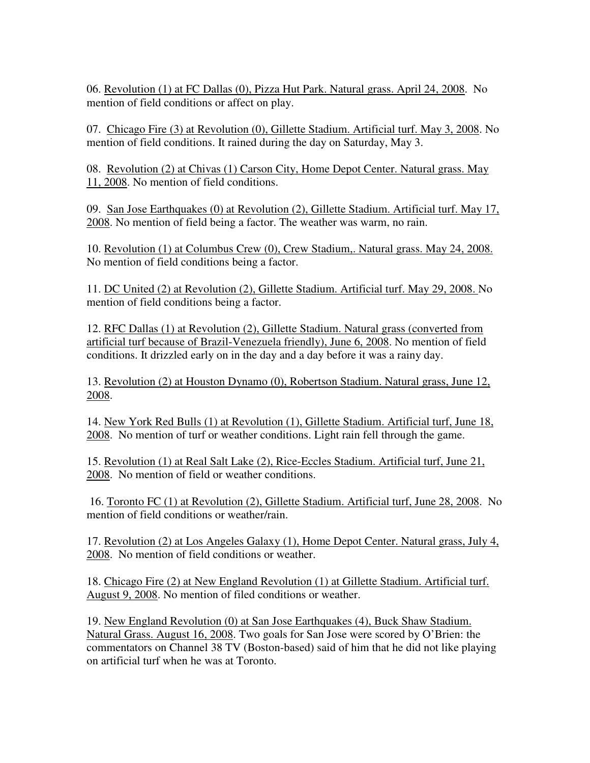06. <u>Revolution (1) at FC Dallas (0), Pizza Hut Park. Natural grass. April 24, 2008</u>. No mention of field conditions or affect on play.

07. <u>Chicago Fire (3) at Revolution (0), Gillette Stadium. Artificial turf. May 3, 2008</u>. No mention of field conditions. It rained during the day on Saturday, May 3.

08. <u>Revolution (2) at Chivas (1) Carson City, Home Depot Center. Natural grass. May 11, 2008</u>. No mention of field conditions.

09. <u>San Jose Earthquakes (0) at Revolution (2), Gillette Stadium. Artificial turf. May 17, 2008</u>. No mention of field being a factor. The weather was warm, no rain.

10. <u>Revolution (1) at Columbus Crew (0), Crew Stadium,. Natural grass. May 24, 2008.</u> No mention of field conditions being a factor.

11. <u>DC United (2) at Revolution (2), Gillette Stadium. Artificial turf. May 29, 2008.</u> No mention of field conditions being a factor.

12. <u>RFC Dallas (1) at Revolution (2), Gillette Stadium. Natural grass (converted from artificial turf because of Brazil-Venezuela friendly), June 6, 2008</u>. No mention of field conditions. It drizzled early on in the day and a day before it was a rainy day.

13. <u>Revolution (2) at Houston Dynamo (0), Robertson Stadium. Natural grass, June 12, 2008</u>.

14. <u>New York Red Bulls (1) at Revolution (1), Gillette Stadium. Artificial turf, June 18, 2008</u>. No mention of turf or weather conditions. Light rain fell through the game.

15. <u>Revolution (1) at Real Salt Lake (2), Rice-Eccles Stadium. Artificial turf, June 21, 2008</u>. No mention of field or weather conditions.

16. <u>Toronto FC (1) at Revolution (2), Gillette Stadium. Artificial turf, June 28, 2008</u>. No mention of field conditions or weather/rain.

17. <u>Revolution (2) at Los Angeles Galaxy (1), Home Depot Center. Natural grass, July 4, 2008</u>. No mention of field conditions or weather.

18. <u>Chicago Fire (2) at New England Revolution (1) at Gillette Stadium. Artificial turf. August 9, 2008</u>. No mention of filed conditions or weather.

19. <u>New England Revolution (0) at San Jose Earthquakes (4), Buck Shaw Stadium. Natural Grass. August 16, 2008</u>. Two goals for San Jose were scored by O'Brien: the commentators on Channel 38 TV (Boston-based) said of him that he did not like playing on artificial turf when he was at Toronto.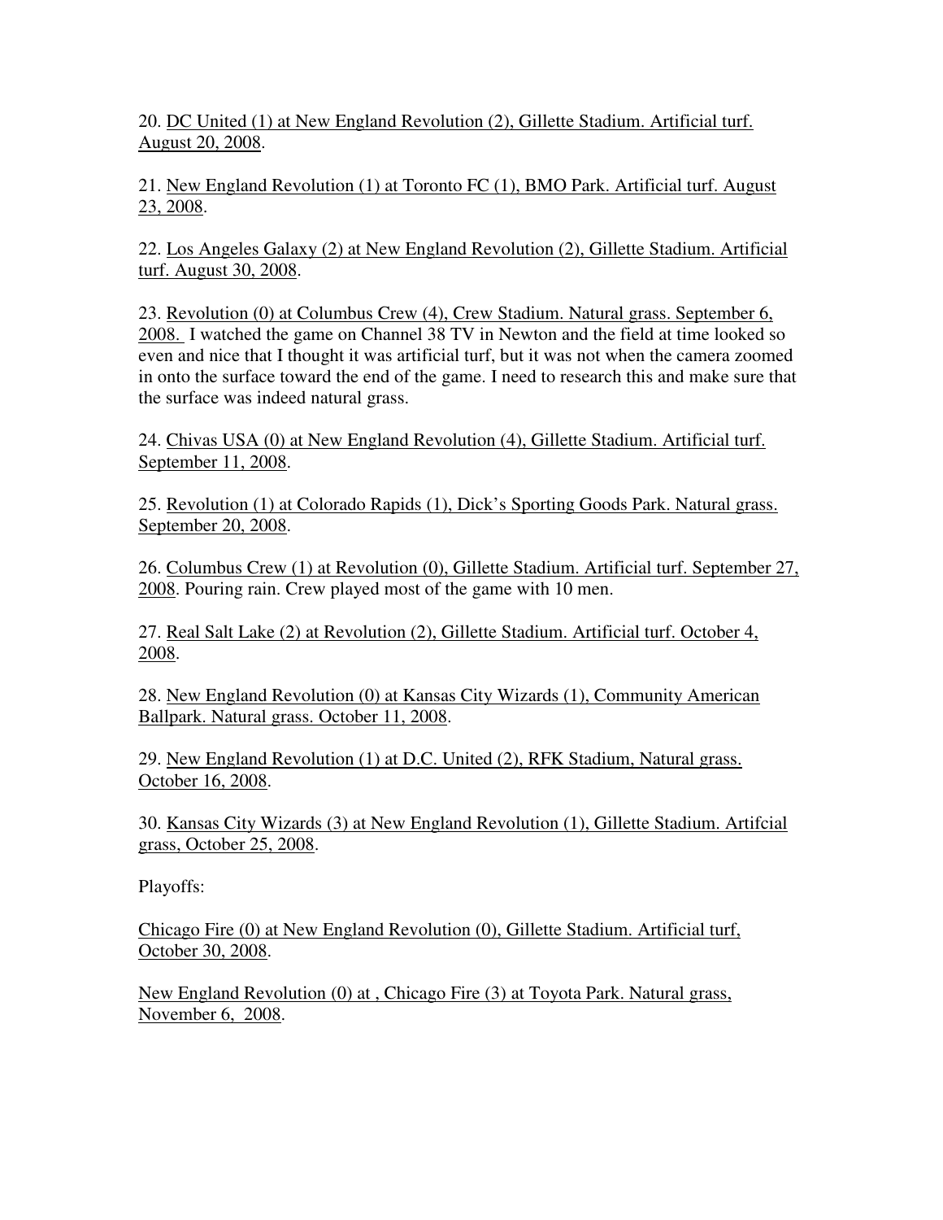20. DC United (1) at New England Revolution (2), Gillette Stadium. Artificial turf. August 20, 2008.

21. New England Revolution (1) at Toronto FC (1), BMO Park. Artificial turf. August 23, 2008.

22. Los Angeles Galaxy (2) at New England Revolution (2), Gillette Stadium. Artificial turf. August 30, 2008.

23. Revolution (0) at Columbus Crew (4), Crew Stadium. Natural grass. September 6, 2008. I watched the game on Channel 38 TV in Newton and the field at time looked so even and nice that I thought it was artificial turf, but it was not when the camera zoomed in onto the surface toward the end of the game. I need to research this and make sure that the surface was indeed natural grass.

24. Chivas USA (0) at New England Revolution (4), Gillette Stadium. Artificial turf. September 11, 2008.

25. Revolution (1) at Colorado Rapids (1), Dick's Sporting Goods Park. Natural grass. September 20, 2008.

26. Columbus Crew (1) at Revolution (0), Gillette Stadium. Artificial turf. September 27, 2008. Pouring rain. Crew played most of the game with 10 men.

27. Real Salt Lake (2) at Revolution (2), Gillette Stadium. Artificial turf. October 4, 2008.

28. New England Revolution (0) at Kansas City Wizards (1), Community American Ballpark. Natural grass. October 11, 2008.

29. New England Revolution (1) at D.C. United (2), RFK Stadium, Natural grass. October 16, 2008.

30. Kansas City Wizards (3) at New England Revolution (1), Gillette Stadium. Artifcial grass, October 25, 2008.

Playoffs:

Chicago Fire (0) at New England Revolution (0), Gillette Stadium. Artificial turf, October 30, 2008.

New England Revolution (0) at , Chicago Fire (3) at Toyota Park. Natural grass, November 6, 2008.